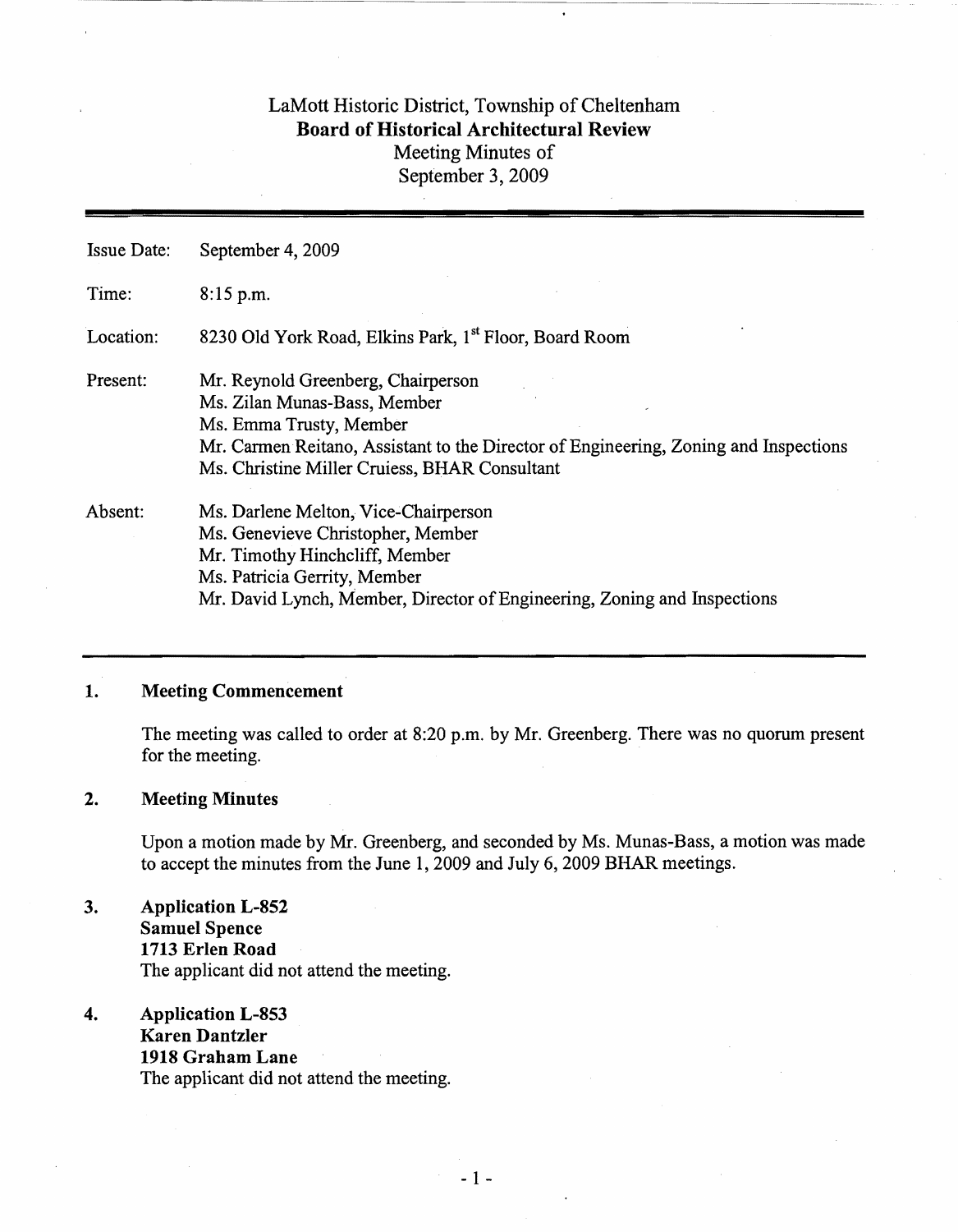# LaMott Historic District, Township of Cheltenham

## Board of Historical Architectural Review

Meeting Minutes of
September 3, 2009

---

| | |
|---|---|
| Issue Date: | September 4, 2009 |
| Time: | 8:15 p.m. |
| Location: | 8230 Old York Road, Elkins Park, 1st Floor, Board Room |
| Present: | Mr. Reynold Greenberg, Chairperson<br>Ms. Zilan Munas-Bass, Member<br>Ms. Emma Trusty, Member<br>Mr. Carmen Reitano, Assistant to the Director of Engineering, Zoning and Inspections<br>Ms. Christine Miller Cruiess, BHAR Consultant |
| Absent: | Ms. Darlene Melton, Vice-Chairperson<br>Ms. Genevieve Christopher, Member<br>Mr. Timothy Hinchcliff, Member<br>Ms. Patricia Gerrity, Member<br>Mr. David Lynch, Member, Director of Engineering, Zoning and Inspections |

---

**1. Meeting Commencement**

The meeting was called to order at 8:20 p.m. by Mr. Greenberg. There was no quorum present for the meeting.

**2. Meeting Minutes**

Upon a motion made by Mr. Greenberg, and seconded by Ms. Munas-Bass, a motion was made to accept the minutes from the June 1, 2009 and July 6, 2009 BHAR meetings.

**3. Application L-852**
**Samuel Spence**
**1713 Erlen Road**
The applicant did not attend the meeting.

**4. Application L-853**
**Karen Dantzler**
**1918 Graham Lane**
The applicant did not attend the meeting.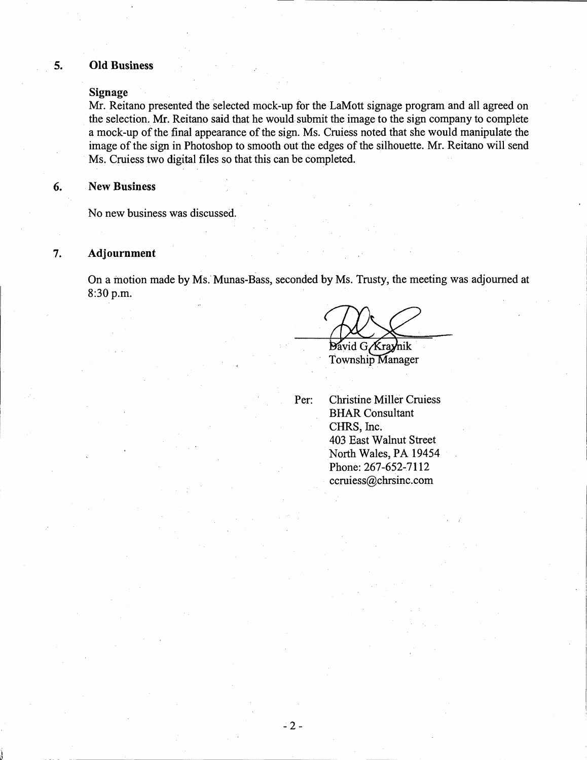## 5. Old Business

### Signage

Mr. Reitano presented the selected mock-up for the LaMott signage program and all agreed on the selection. Mr. Reitano said that he would submit the image to the sign company to complete a mock-up of the final appearance of the sign. Ms. Cruiess noted that she would manipulate the image of the sign in Photoshop to smooth out the edges of the silhouette. Mr. Reitano will send Ms. Cruiess two digital files so that this can be completed.

## 6. New Business

No new business was discussed.

## 7. Adjournment

On a motion made by Ms. Munas-Bass, seconded by Ms. Trusty, the meeting was adjourned at 8:30 p.m.

David G. Kraynik
Township Manager

Per: Christine Miller Cruiess
BHAR Consultant
CHRS, Inc.
403 East Walnut Street
North Wales, PA 19454
Phone: 267-652-7112
ccruiess@chrsinc.com